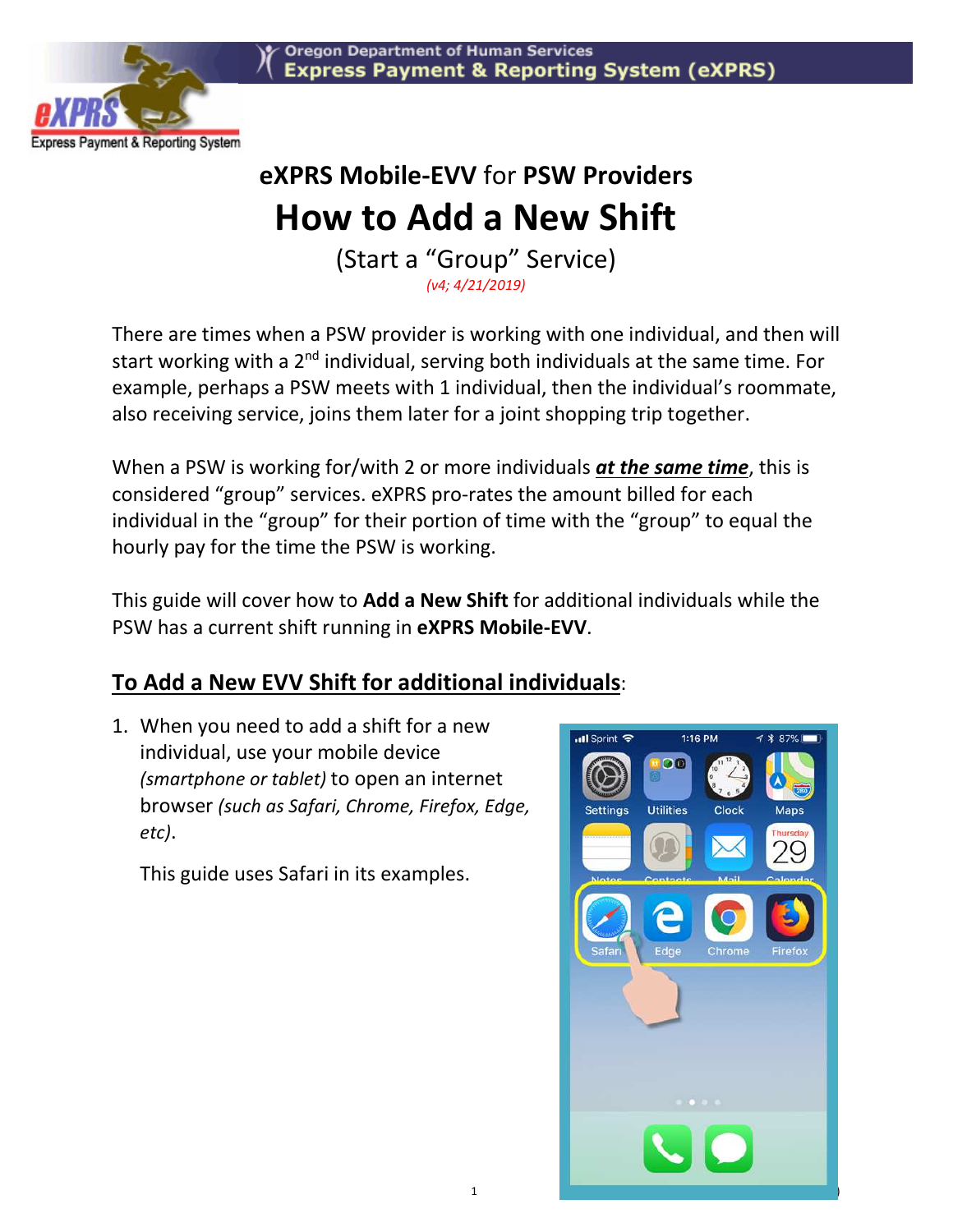Oregon Department of Human Services
Express Payment & Reporting System (eXPRS)

## eXPRS Mobile-EVV for PSW Providers

# How to Add a New Shift

(Start a "Group" Service)

*(v4; 4/21/2019)*

There are times when a PSW provider is working with one individual, and then will start working with a 2nd individual, serving both individuals at the same time. For example, perhaps a PSW meets with 1 individual, then the individual's roommate, also receiving service, joins them later for a joint shopping trip together.

When a PSW is working for/with 2 or more individuals ***at the same time***, this is considered "group" services. eXPRS pro-rates the amount billed for each individual in the "group" for their portion of time with the "group" to equal the hourly pay for the time the PSW is working.

This guide will cover how to **Add a New Shift** for additional individuals while the PSW has a current shift running in **eXPRS Mobile-EVV**.

## To Add a New EVV Shift for additional individuals:

1. When you need to add a shift for a new individual, use your mobile device *(smartphone or tablet)* to open an internet browser *(such as Safari, Chrome, Firefox, Edge, etc)*.

   This guide uses Safari in its examples.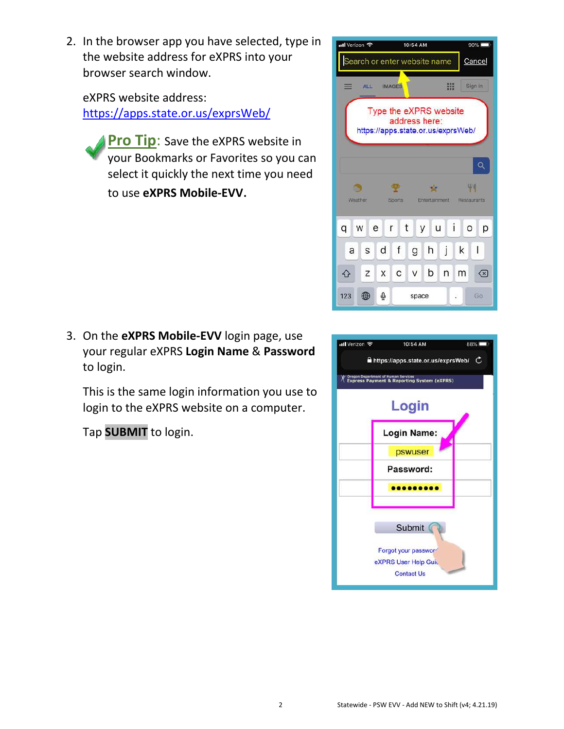2. In the browser app you have selected, type in the website address for eXPRS into your browser search window.

   eXPRS website address: [https://apps.state.or.us/exprsWeb/](https://apps.state.or.us/exprsWeb/)

   **Pro Tip**: Save the eXPRS website in your Bookmarks or Favorites so you can select it quickly the next time you need to use **eXPRS Mobile-EVV**.

3. On the **eXPRS Mobile-EVV** login page, use your regular eXPRS **Login Name** & **Password** to login.

   This is the same login information you use to login to the eXPRS website on a computer.

   Tap **SUBMIT** to login.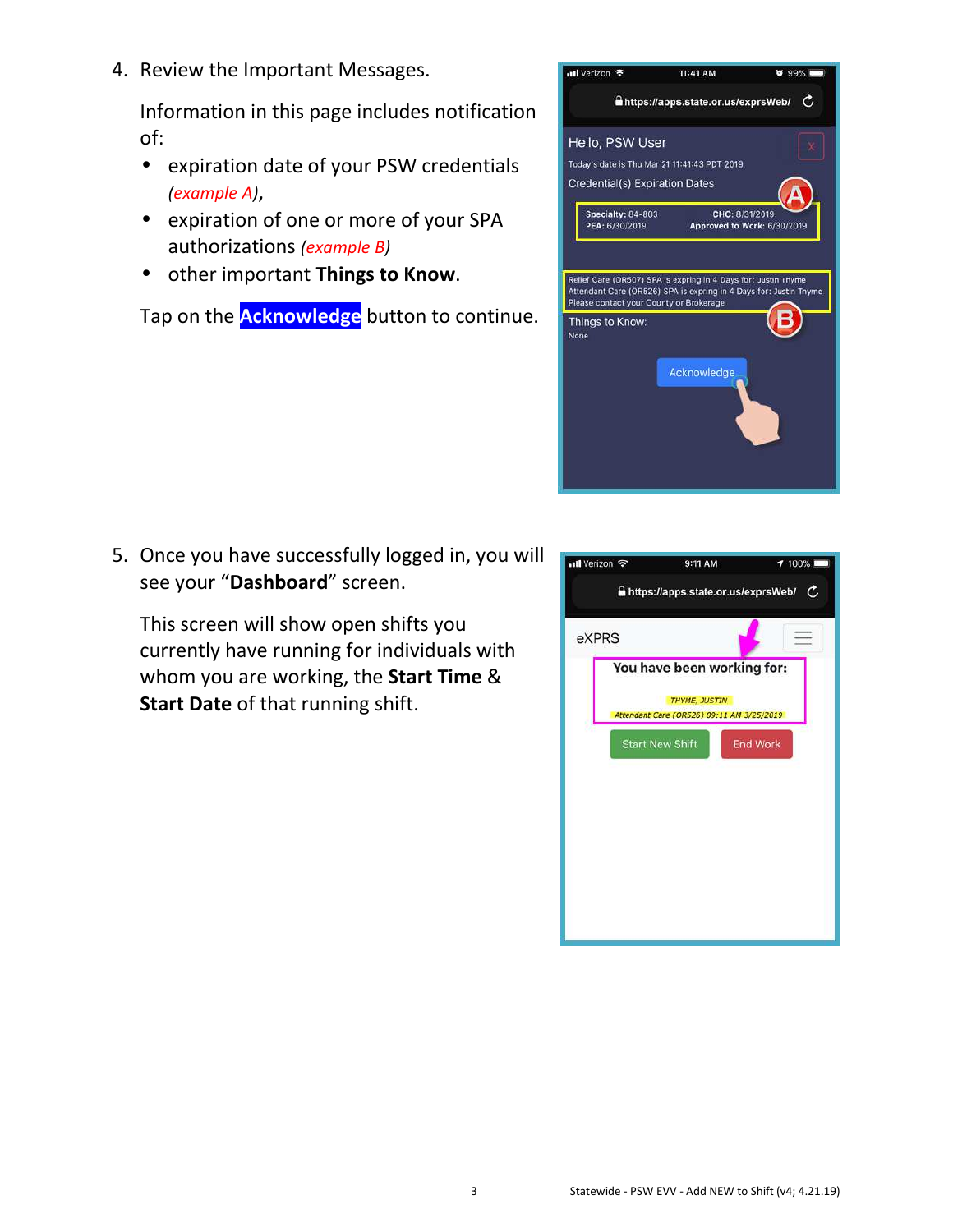4. Review the Important Messages.

   Information in this page includes notification of:

   - expiration date of your PSW credentials *(example A)*,
   - expiration of one or more of your SPA authorizations *(example B)*
   - other important **Things to Know**.

   Tap on the **Acknowledge** button to continue.

5. Once you have successfully logged in, you will see your "**Dashboard**" screen.

   This screen will show open shifts you currently have running for individuals with whom you are working, the **Start Time** & **Start Date** of that running shift.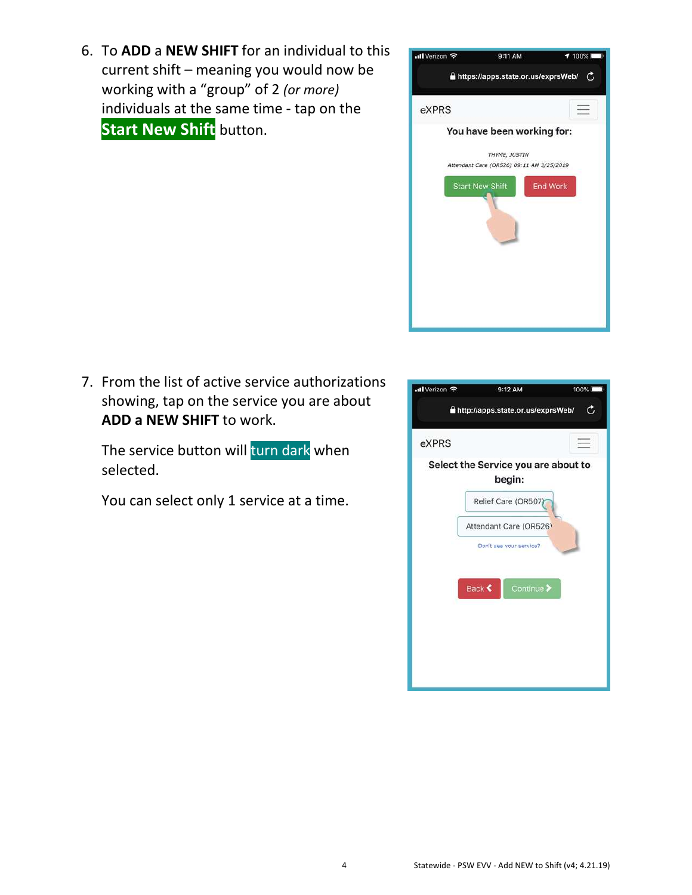6. To **ADD** a **NEW SHIFT** for an individual to this current shift – meaning you would now be working with a "group" of 2 *(or more)* individuals at the same time - tap on the **Start New Shift** button.

7. From the list of active service authorizations showing, tap on the service you are about **ADD a NEW SHIFT** to work.

   The service button will turn dark when selected.

   You can select only 1 service at a time.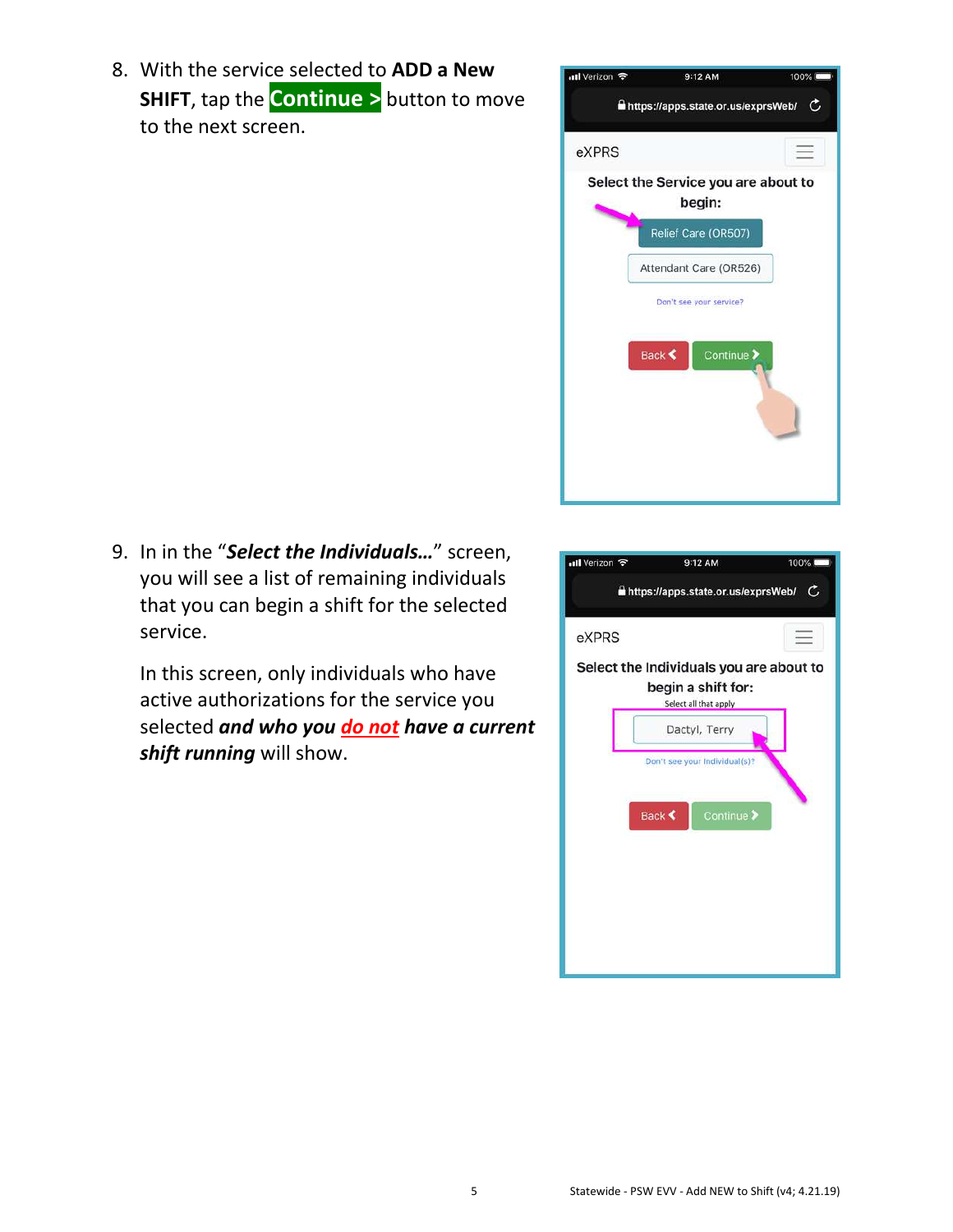8. With the service selected to **ADD a New SHIFT**, tap the **Continue >** button to move to the next screen.

9. In in the "***Select the Individuals…***" screen, you will see a list of remaining individuals that you can begin a shift for the selected service.

   In this screen, only individuals who have active authorizations for the service you selected ***and who you do not have a current shift running*** will show.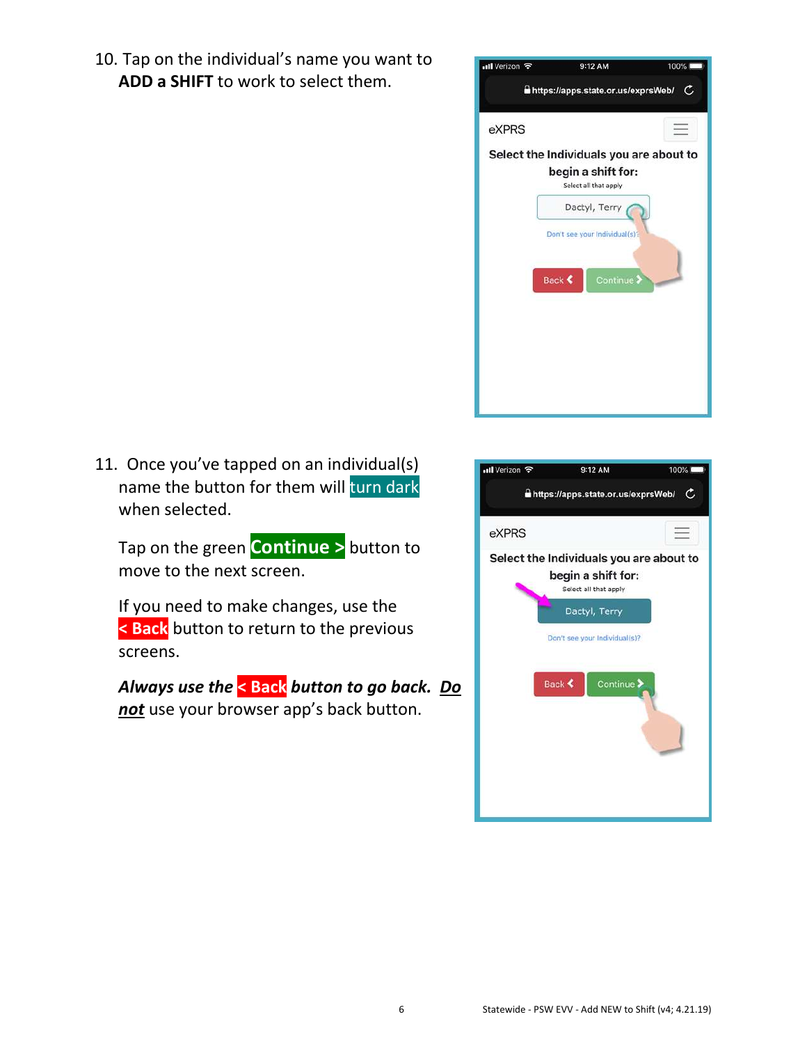10. Tap on the individual's name you want to **ADD a SHIFT** to work to select them.

11. Once you've tapped on an individual(s) name the button for them will turn dark when selected.

    Tap on the green **Continue >** button to move to the next screen.

    If you need to make changes, use the **< Back** button to return to the previous screens.

    ***Always use the < Back button to go back.*** ***<u>Do not</u>*** use your browser app's back button.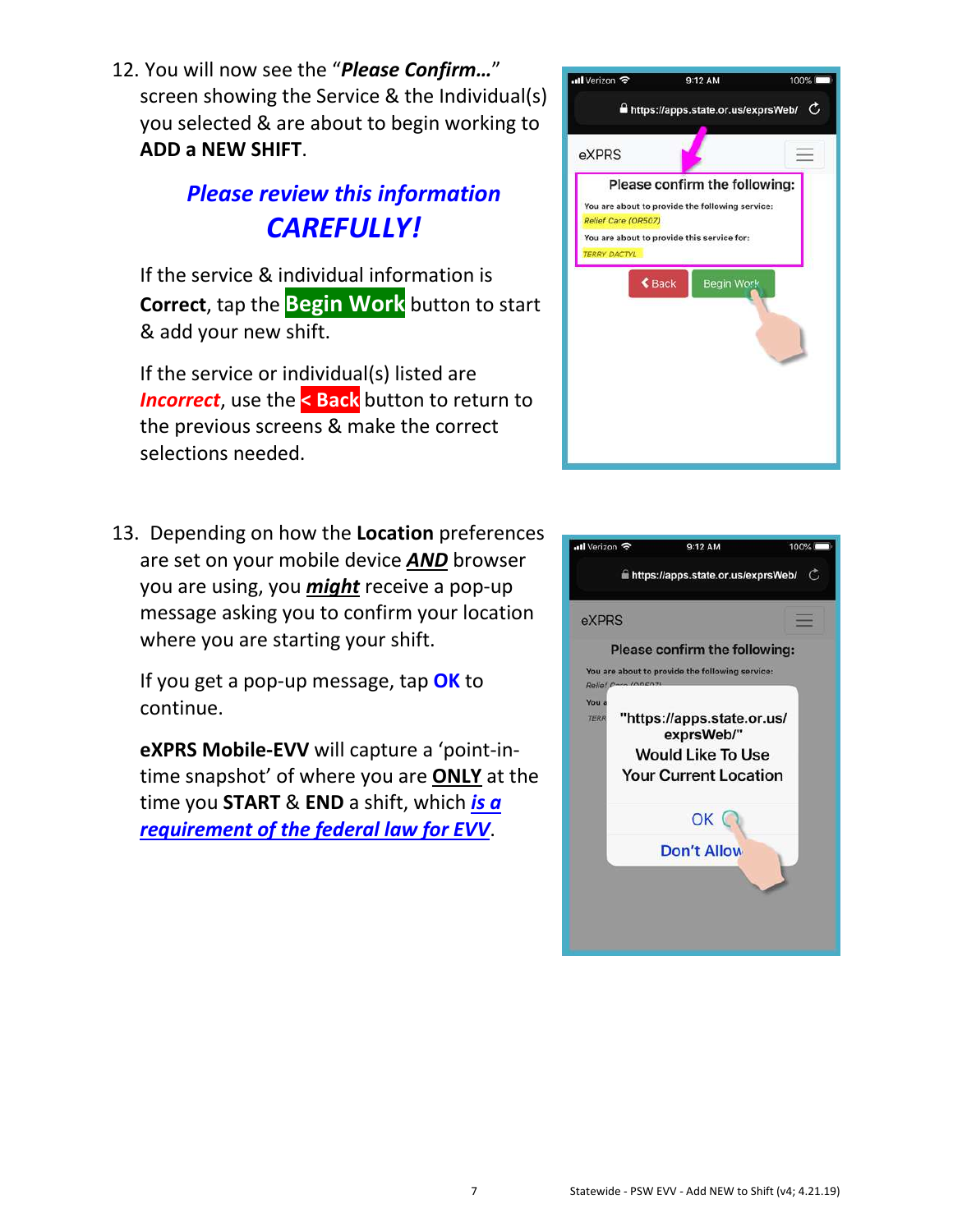12. You will now see the "***Please Confirm…***" screen showing the Service & the Individual(s) you selected & are about to begin working to **ADD a NEW SHIFT**.

    ***Please review this information CAREFULLY!***

    If the service & individual information is **Correct**, tap the **Begin Work** button to start & add your new shift.

    If the service or individual(s) listed are ***Incorrect***, use the **< Back** button to return to the previous screens & make the correct selections needed.

13. Depending on how the **Location** preferences are set on your mobile device ***AND*** browser you are using, you ***might*** receive a pop-up message asking you to confirm your location where you are starting your shift.

    If you get a pop-up message, tap **OK** to continue.

    **eXPRS Mobile-EVV** will capture a 'point-in-time snapshot' of where you are **ONLY** at the time you **START** & **END** a shift, which ***is a requirement of the federal law for EVV***.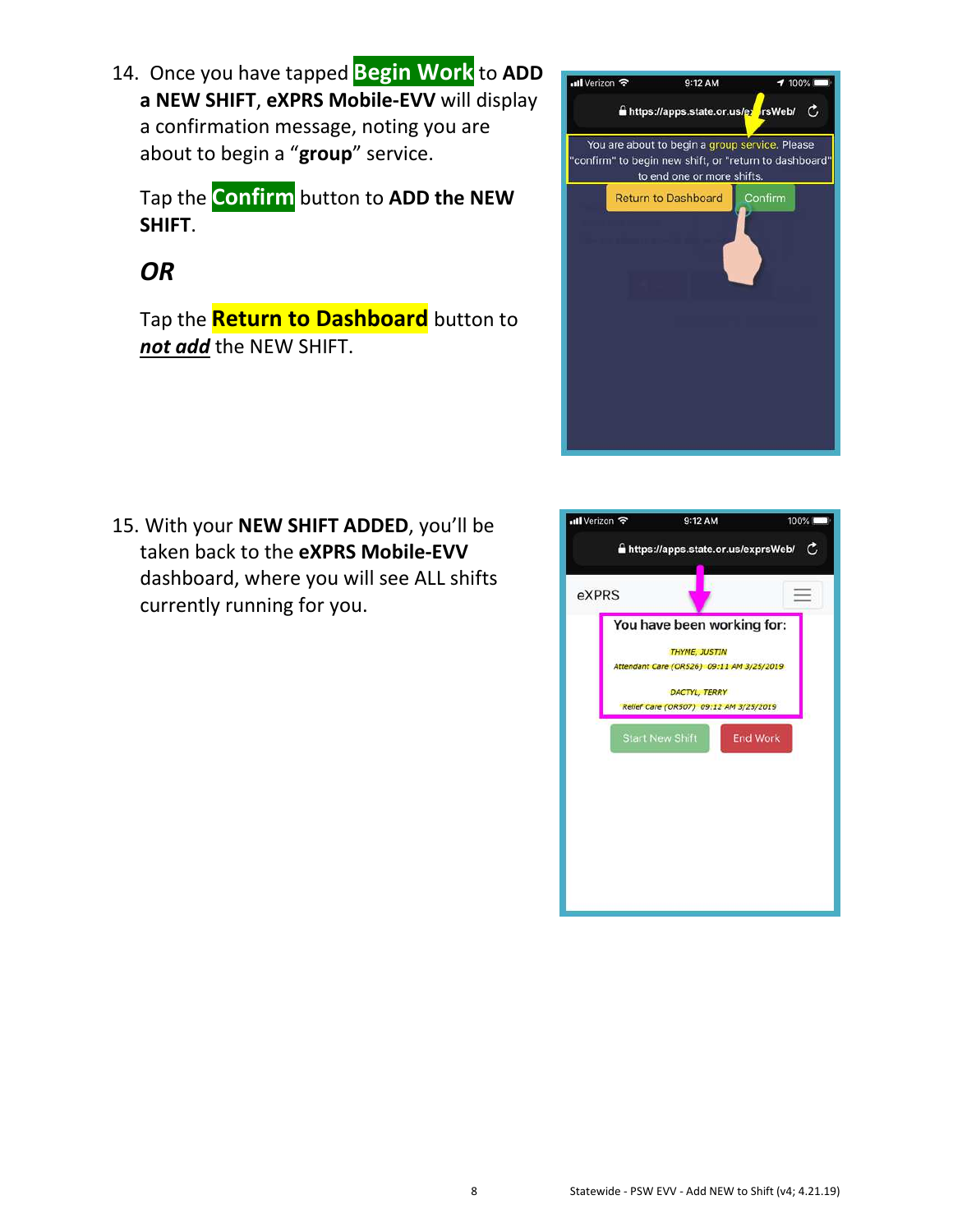14. Once you have tapped **Begin Work** to **ADD a NEW SHIFT**, **eXPRS Mobile-EVV** will display a confirmation message, noting you are about to begin a "**group**" service.

    Tap the **Confirm** button to **ADD the NEW SHIFT**.

    ***OR***

    Tap the **Return to Dashboard** button to ***not add*** the NEW SHIFT.

15. With your **NEW SHIFT ADDED**, you'll be taken back to the **eXPRS Mobile-EVV** dashboard, where you will see ALL shifts currently running for you.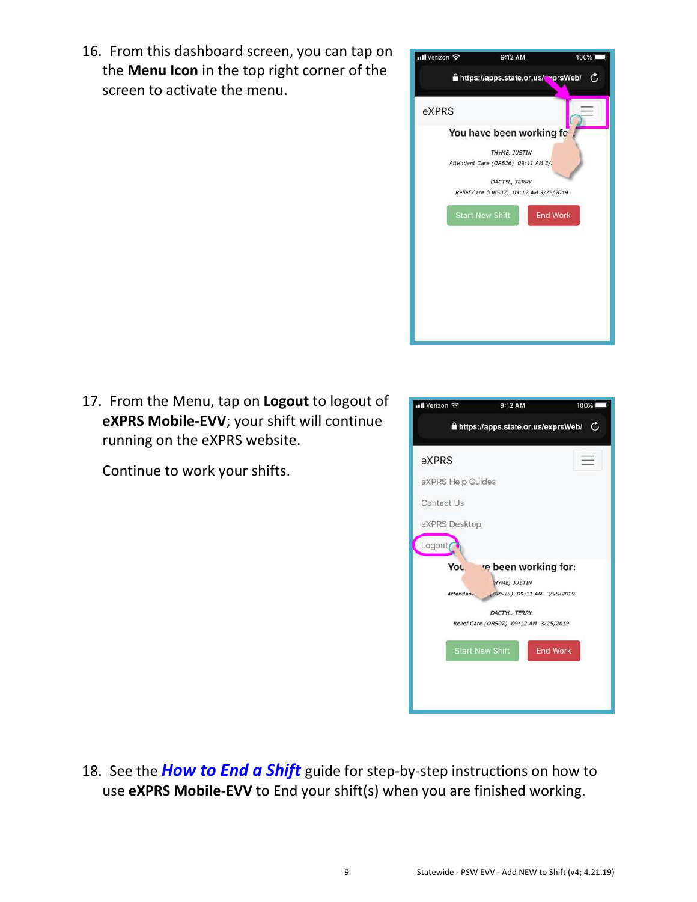16. From this dashboard screen, you can tap on the **Menu Icon** in the top right corner of the screen to activate the menu.

17. From the Menu, tap on **Logout** to logout of **eXPRS Mobile-EVV**; your shift will continue running on the eXPRS website.

    Continue to work your shifts.

18. See the ***How to End a Shift*** guide for step-by-step instructions on how to use **eXPRS Mobile-EVV** to End your shift(s) when you are finished working.